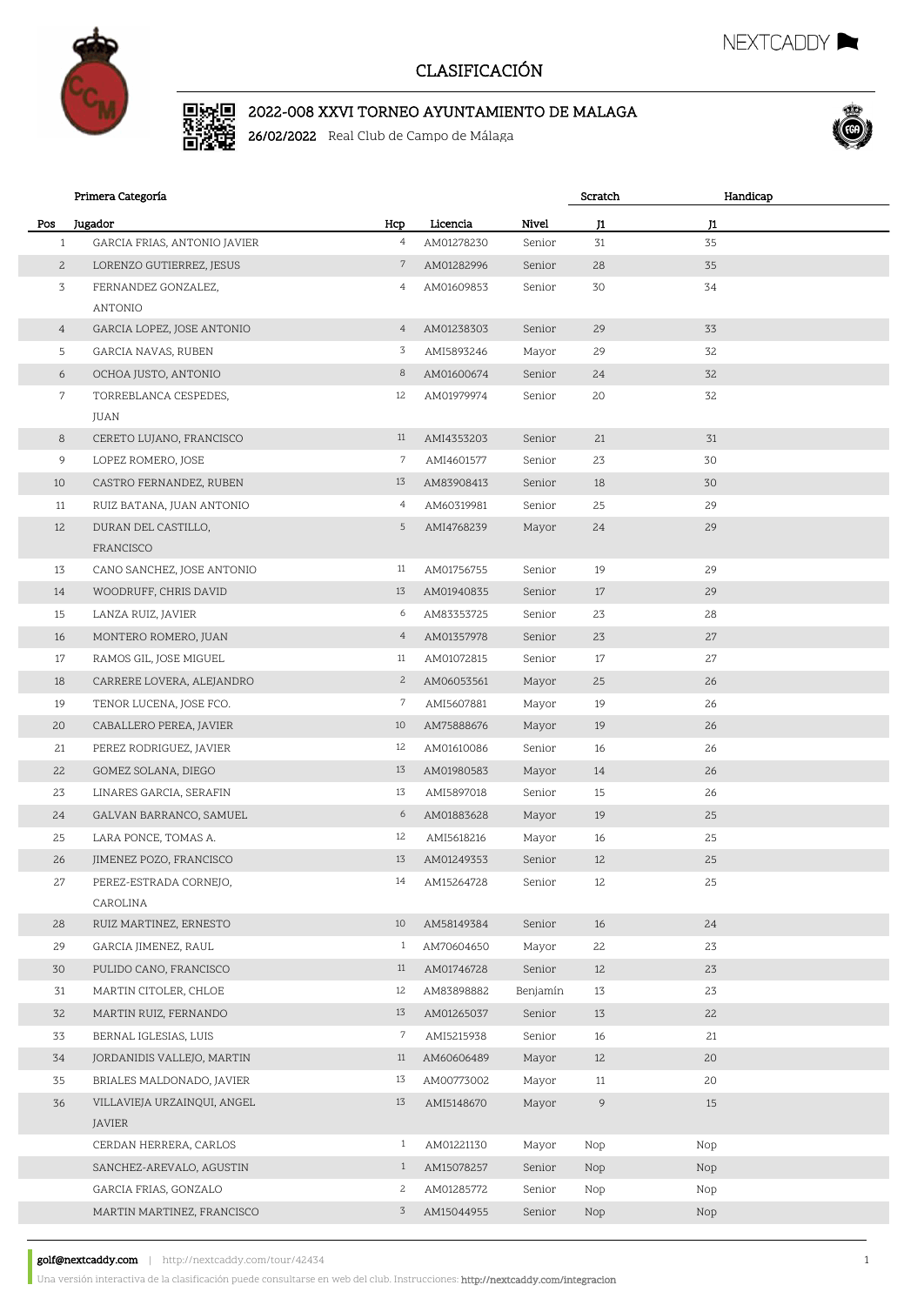# CLASIFICACIÓN

## 2022-008 XXVI TORNEO AYUNTAMIENTO DE MALAGA

**26/02/2022** Real Club de Campo de Málaga

### Primera Categoría

| Pos | Jugador | Hcp | Licencia | Nivel | Scratch J1 | Handicap J1 |
|---|---|---|---|---|---|---|
| 1 | GARCIA FRIAS, ANTONIO JAVIER | 4 | AM01278230 | Senior | 31 | 35 |
| 2 | LORENZO GUTIERREZ, JESUS | 7 | AM01282996 | Senior | 28 | 35 |
| 3 | FERNANDEZ GONZALEZ, ANTONIO | 4 | AM01609853 | Senior | 30 | 34 |
| 4 | GARCIA LOPEZ, JOSE ANTONIO | 4 | AM01238303 | Senior | 29 | 33 |
| 5 | GARCIA NAVAS, RUBEN | 3 | AMI5893246 | Mayor | 29 | 32 |
| 6 | OCHOA JUSTO, ANTONIO | 8 | AM01600674 | Senior | 24 | 32 |
| 7 | TORREBLANCA CESPEDES, JUAN | 12 | AM01979974 | Senior | 20 | 32 |
| 8 | CERETO LUJANO, FRANCISCO | 11 | AMI4353203 | Senior | 21 | 31 |
| 9 | LOPEZ ROMERO, JOSE | 7 | AMI4601577 | Senior | 23 | 30 |
| 10 | CASTRO FERNANDEZ, RUBEN | 13 | AM83908413 | Senior | 18 | 30 |
| 11 | RUIZ BATANA, JUAN ANTONIO | 4 | AM60319981 | Senior | 25 | 29 |
| 12 | DURAN DEL CASTILLO, FRANCISCO | 5 | AMI4768239 | Mayor | 24 | 29 |
| 13 | CANO SANCHEZ, JOSE ANTONIO | 11 | AM01756755 | Senior | 19 | 29 |
| 14 | WOODRUFF, CHRIS DAVID | 13 | AM01940835 | Senior | 17 | 29 |
| 15 | LANZA RUIZ, JAVIER | 6 | AM83353725 | Senior | 23 | 28 |
| 16 | MONTERO ROMERO, JUAN | 4 | AM01357978 | Senior | 23 | 27 |
| 17 | RAMOS GIL, JOSE MIGUEL | 11 | AM01072815 | Senior | 17 | 27 |
| 18 | CARRERE LOVERA, ALEJANDRO | 2 | AM06053561 | Mayor | 25 | 26 |
| 19 | TENOR LUCENA, JOSE FCO. | 7 | AMI5607881 | Mayor | 19 | 26 |
| 20 | CABALLERO PEREA, JAVIER | 10 | AM75888676 | Mayor | 19 | 26 |
| 21 | PEREZ RODRIGUEZ, JAVIER | 12 | AM01610086 | Senior | 16 | 26 |
| 22 | GOMEZ SOLANA, DIEGO | 13 | AM01980583 | Mayor | 14 | 26 |
| 23 | LINARES GARCIA, SERAFIN | 13 | AMI5897018 | Senior | 15 | 26 |
| 24 | GALVAN BARRANCO, SAMUEL | 6 | AM01883628 | Mayor | 19 | 25 |
| 25 | LARA PONCE, TOMAS A. | 12 | AMI5618216 | Mayor | 16 | 25 |
| 26 | JIMENEZ POZO, FRANCISCO | 13 | AM01249353 | Senior | 12 | 25 |
| 27 | PEREZ-ESTRADA CORNEJO, CAROLINA | 14 | AM15264728 | Senior | 12 | 25 |
| 28 | RUIZ MARTINEZ, ERNESTO | 10 | AM58149384 | Senior | 16 | 24 |
| 29 | GARCIA JIMENEZ, RAUL | 1 | AM70604650 | Mayor | 22 | 23 |
| 30 | PULIDO CANO, FRANCISCO | 11 | AM01746728 | Senior | 12 | 23 |
| 31 | MARTIN CITOLER, CHLOE | 12 | AM83898882 | Benjamín | 13 | 23 |
| 32 | MARTIN RUIZ, FERNANDO | 13 | AM01265037 | Senior | 13 | 22 |
| 33 | BERNAL IGLESIAS, LUIS | 7 | AMI5215938 | Senior | 16 | 21 |
| 34 | JORDANIDIS VALLEJO, MARTIN | 11 | AM60606489 | Mayor | 12 | 20 |
| 35 | BRIALES MALDONADO, JAVIER | 13 | AM00773002 | Mayor | 11 | 20 |
| 36 | VILLAVIEJA URZAINQUI, ANGEL JAVIER | 13 | AMI5148670 | Mayor | 9 | 15 |
| | CERDAN HERRERA, CARLOS | 1 | AM01221130 | Mayor | Nop | Nop |
| | SANCHEZ-AREVALO, AGUSTIN | 1 | AM15078257 | Senior | Nop | Nop |
| | GARCIA FRIAS, GONZALO | 2 | AM01285772 | Senior | Nop | Nop |
| | MARTIN MARTINEZ, FRANCISCO | 3 | AM15044955 | Senior | Nop | Nop |

**golf@nextcaddy.com** | http://nextcaddy.com/tour/42434

Una versión interactiva de la clasificación puede consultarse en web del club. Instrucciones: http://nextcaddy.com/integracion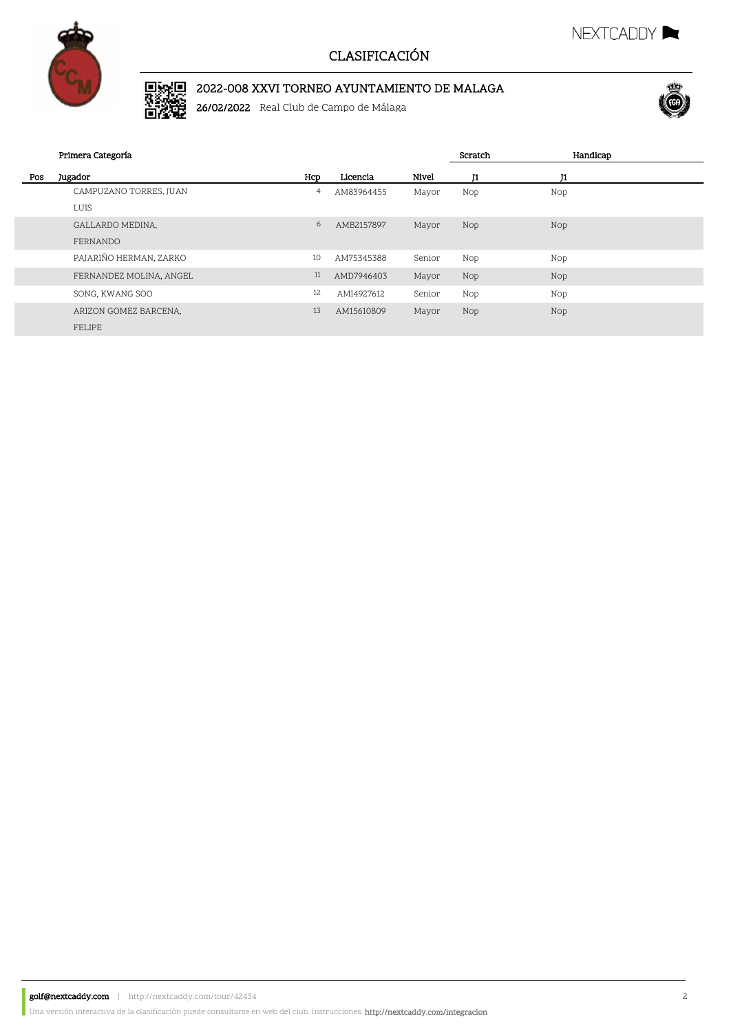# CLASIFICACIÓN

## 2022-008 XXVI TORNEO AYUNTAMIENTO DE MALAGA

**26/02/2022** Real Club de Campo de Málaga

| | Primera Categoría | | | | Scratch | Handicap |
|---|---|---|---|---|---|---|
| Pos | Jugador | Hcp | Licencia | Nivel | J1 | J1 |
| | CAMPUZANO TORRES, JUAN LUIS | 4 | AM83964455 | Mayor | Nop | Nop |
| | GALLARDO MEDINA, FERNANDO | 6 | AMB2157897 | Mayor | Nop | Nop |
| | PAJARIÑO HERMAN, ZARKO | 10 | AM75345388 | Senior | Nop | Nop |
| | FERNANDEZ MOLINA, ANGEL | 11 | AMD7946403 | Mayor | Nop | Nop |
| | SONG, KWANG SOO | 12 | AMI4927612 | Senior | Nop | Nop |
| | ARIZON GOMEZ BARCENA, FELIPE | 13 | AM15610809 | Mayor | Nop | Nop |

**golf@nextcaddy.com** | http://nextcaddy.com/tour/42434

Una versión interactiva de la clasificación puede consultarse en web del club. Instrucciones: **http://nextcaddy.com/integracion**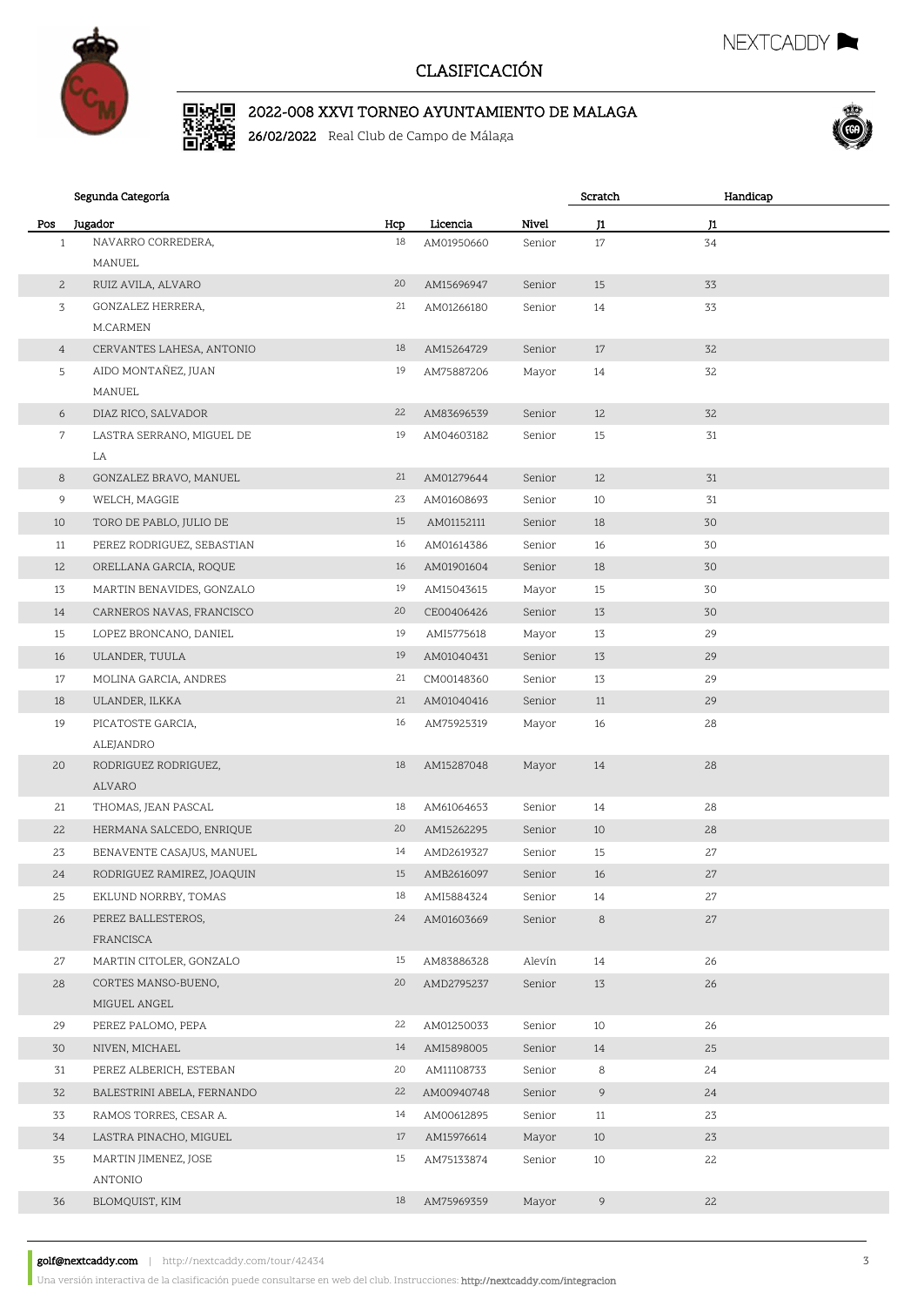# CLASIFICACIÓN

## 2022-008 XXVI TORNEO AYUNTAMIENTO DE MALAGA

**26/02/2022** Real Club de Campo de Málaga

### Segunda Categoría

| Pos | Jugador | Hcp | Licencia | Nivel | Scratch J1 | Handicap J1 |
|---|---|---|---|---|---|---|
| 1 | NAVARRO CORREDERA, MANUEL | 18 | AM01950660 | Senior | 17 | 34 |
| 2 | RUIZ AVILA, ALVARO | 20 | AM15696947 | Senior | 15 | 33 |
| 3 | GONZALEZ HERRERA, M.CARMEN | 21 | AM01266180 | Senior | 14 | 33 |
| 4 | CERVANTES LAHESA, ANTONIO | 18 | AM15264729 | Senior | 17 | 32 |
| 5 | AIDO MONTAÑEZ, JUAN MANUEL | 19 | AM75887206 | Mayor | 14 | 32 |
| 6 | DIAZ RICO, SALVADOR | 22 | AM83696539 | Senior | 12 | 32 |
| 7 | LASTRA SERRANO, MIGUEL DE LA | 19 | AM04603182 | Senior | 15 | 31 |
| 8 | GONZALEZ BRAVO, MANUEL | 21 | AM01279644 | Senior | 12 | 31 |
| 9 | WELCH, MAGGIE | 23 | AM01608693 | Senior | 10 | 31 |
| 10 | TORO DE PABLO, JULIO DE | 15 | AM01152111 | Senior | 18 | 30 |
| 11 | PEREZ RODRIGUEZ, SEBASTIAN | 16 | AM01614386 | Senior | 16 | 30 |
| 12 | ORELLANA GARCIA, ROQUE | 16 | AM01901604 | Senior | 18 | 30 |
| 13 | MARTIN BENAVIDES, GONZALO | 19 | AM15043615 | Mayor | 15 | 30 |
| 14 | CARNEROS NAVAS, FRANCISCO | 20 | CE00406426 | Senior | 13 | 30 |
| 15 | LOPEZ BRONCANO, DANIEL | 19 | AMI5775618 | Mayor | 13 | 29 |
| 16 | ULANDER, TUULA | 19 | AM01040431 | Senior | 13 | 29 |
| 17 | MOLINA GARCIA, ANDRES | 21 | CM00148360 | Senior | 13 | 29 |
| 18 | ULANDER, ILKKA | 21 | AM01040416 | Senior | 11 | 29 |
| 19 | PICATOSTE GARCIA, ALEJANDRO | 16 | AM75925319 | Mayor | 16 | 28 |
| 20 | RODRIGUEZ RODRIGUEZ, ALVARO | 18 | AM15287048 | Mayor | 14 | 28 |
| 21 | THOMAS, JEAN PASCAL | 18 | AM61064653 | Senior | 14 | 28 |
| 22 | HERMANA SALCEDO, ENRIQUE | 20 | AM15262295 | Senior | 10 | 28 |
| 23 | BENAVENTE CASAJUS, MANUEL | 14 | AMD2619327 | Senior | 15 | 27 |
| 24 | RODRIGUEZ RAMIREZ, JOAQUIN | 15 | AMB2616097 | Senior | 16 | 27 |
| 25 | EKLUND NORRBY, TOMAS | 18 | AMI5884324 | Senior | 14 | 27 |
| 26 | PEREZ BALLESTEROS, FRANCISCA | 24 | AM01603669 | Senior | 8 | 27 |
| 27 | MARTIN CITOLER, GONZALO | 15 | AM83886328 | Alevín | 14 | 26 |
| 28 | CORTES MANSO-BUENO, MIGUEL ANGEL | 20 | AMD2795237 | Senior | 13 | 26 |
| 29 | PEREZ PALOMO, PEPA | 22 | AM01250033 | Senior | 10 | 26 |
| 30 | NIVEN, MICHAEL | 14 | AMI5898005 | Senior | 14 | 25 |
| 31 | PEREZ ALBERICH, ESTEBAN | 20 | AM11108733 | Senior | 8 | 24 |
| 32 | BALESTRINI ABELA, FERNANDO | 22 | AM00940748 | Senior | 9 | 24 |
| 33 | RAMOS TORRES, CESAR A. | 14 | AM00612895 | Senior | 11 | 23 |
| 34 | LASTRA PINACHO, MIGUEL | 17 | AM15976614 | Mayor | 10 | 23 |
| 35 | MARTIN JIMENEZ, JOSE ANTONIO | 15 | AM75133874 | Senior | 10 | 22 |
| 36 | BLOMQUIST, KIM | 18 | AM75969359 | Mayor | 9 | 22 |

**golf@nextcaddy.com** | http://nextcaddy.com/tour/42434

Una versión interactiva de la clasificación puede consultarse en web del club. Instrucciones: http://nextcaddy.com/integracion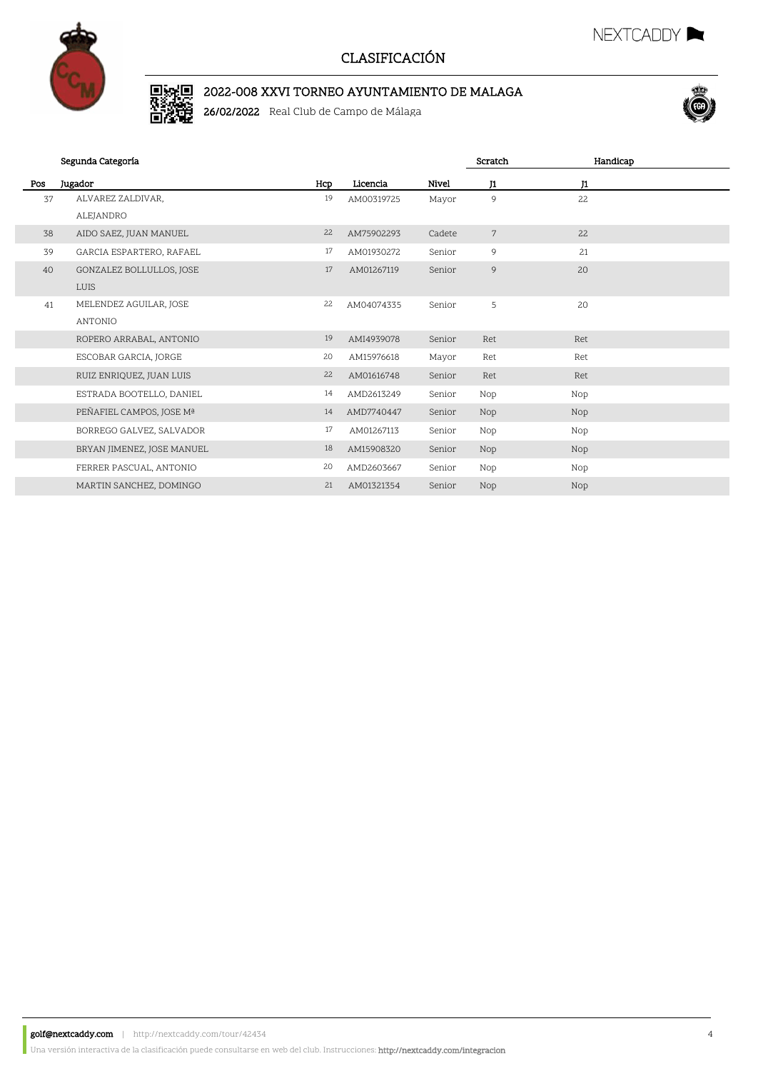# CLASIFICACIÓN

## 2022-008 XXVI TORNEO AYUNTAMIENTO DE MALAGA

**26/02/2022** Real Club de Campo de Málaga

### Segunda Categoría

| Pos | Jugador | Hcp | Licencia | Nivel | Scratch J1 | Handicap J1 |
|---|---|---|---|---|---|---|
| 37 | ALVAREZ ZALDIVAR, ALEJANDRO | 19 | AM00319725 | Mayor | 9 | 22 |
| 38 | AIDO SAEZ, JUAN MANUEL | 22 | AM75902293 | Cadete | 7 | 22 |
| 39 | GARCIA ESPARTERO, RAFAEL | 17 | AM01930272 | Senior | 9 | 21 |
| 40 | GONZALEZ BOLLULLOS, JOSE LUIS | 17 | AM01267119 | Senior | 9 | 20 |
| 41 | MELENDEZ AGUILAR, JOSE ANTONIO | 22 | AM04074335 | Senior | 5 | 20 |
| | ROPERO ARRABAL, ANTONIO | 19 | AMI4939078 | Senior | Ret | Ret |
| | ESCOBAR GARCIA, JORGE | 20 | AM15976618 | Mayor | Ret | Ret |
| | RUIZ ENRIQUEZ, JUAN LUIS | 22 | AM01616748 | Senior | Ret | Ret |
| | ESTRADA BOOTELLO, DANIEL | 14 | AMD2613249 | Senior | Nop | Nop |
| | PEÑAFIEL CAMPOS, JOSE Mª | 14 | AMD7740447 | Senior | Nop | Nop |
| | BORREGO GALVEZ, SALVADOR | 17 | AM01267113 | Senior | Nop | Nop |
| | BRYAN JIMENEZ, JOSE MANUEL | 18 | AM15908320 | Senior | Nop | Nop |
| | FERRER PASCUAL, ANTONIO | 20 | AMD2603667 | Senior | Nop | Nop |
| | MARTIN SANCHEZ, DOMINGO | 21 | AM01321354 | Senior | Nop | Nop |

**golf@nextcaddy.com** | http://nextcaddy.com/tour/42434

Una versión interactiva de la clasificación puede consultarse en web del club. Instrucciones: http://nextcaddy.com/integracion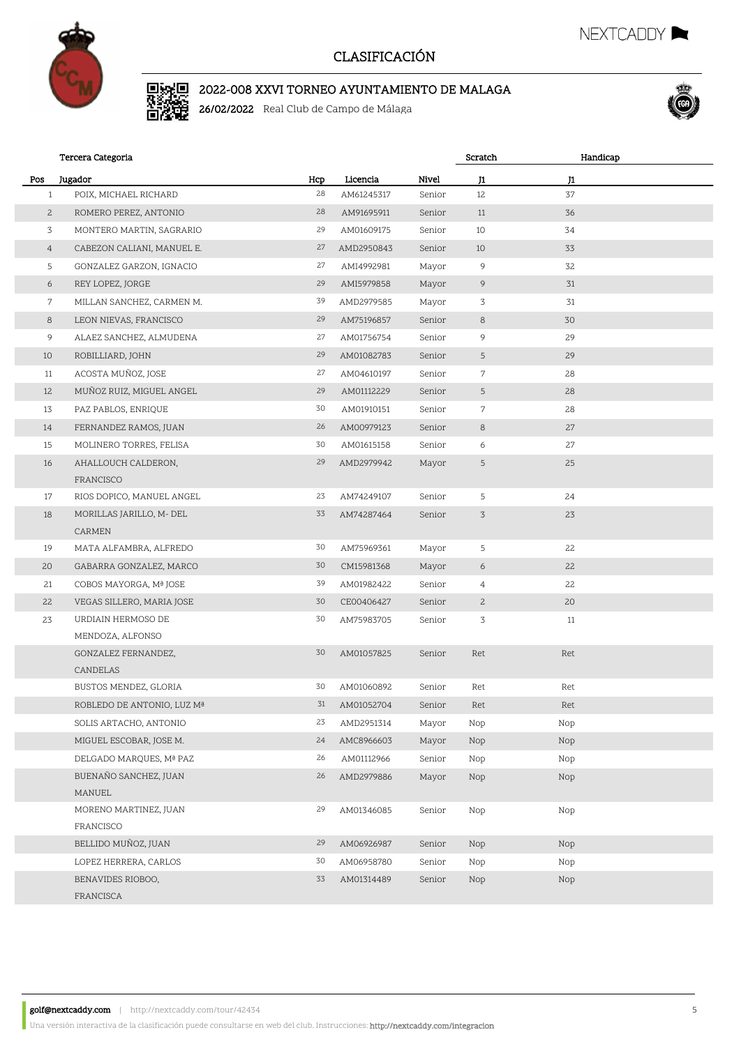# CLASIFICACIÓN

## 2022-008 XXVI TORNEO AYUNTAMIENTO DE MALAGA

**26/02/2022** Real Club de Campo de Málaga

### Tercera Categoria

| Pos | Jugador | Hcp | Licencia | Nivel | Scratch J1 | Handicap J1 |
|---|---|---|---|---|---|---|
| 1 | POIX, MICHAEL RICHARD | 28 | AM61245317 | Senior | 12 | 37 |
| 2 | ROMERO PEREZ, ANTONIO | 28 | AM91695911 | Senior | 11 | 36 |
| 3 | MONTERO MARTIN, SAGRARIO | 29 | AM01609175 | Senior | 10 | 34 |
| 4 | CABEZON CALIANI, MANUEL E. | 27 | AMD2950843 | Senior | 10 | 33 |
| 5 | GONZALEZ GARZON, IGNACIO | 27 | AMI4992981 | Mayor | 9 | 32 |
| 6 | REY LOPEZ, JORGE | 29 | AMI5979858 | Mayor | 9 | 31 |
| 7 | MILLAN SANCHEZ, CARMEN M. | 39 | AMD2979585 | Mayor | 3 | 31 |
| 8 | LEON NIEVAS, FRANCISCO | 29 | AM75196857 | Senior | 8 | 30 |
| 9 | ALAEZ SANCHEZ, ALMUDENA | 27 | AM01756754 | Senior | 9 | 29 |
| 10 | ROBILLIARD, JOHN | 29 | AM01082783 | Senior | 5 | 29 |
| 11 | ACOSTA MUÑOZ, JOSE | 27 | AM04610197 | Senior | 7 | 28 |
| 12 | MUÑOZ RUIZ, MIGUEL ANGEL | 29 | AM01112229 | Senior | 5 | 28 |
| 13 | PAZ PABLOS, ENRIQUE | 30 | AM01910151 | Senior | 7 | 28 |
| 14 | FERNANDEZ RAMOS, JUAN | 26 | AM00979123 | Senior | 8 | 27 |
| 15 | MOLINERO TORRES, FELISA | 30 | AM01615158 | Senior | 6 | 27 |
| 16 | AHALLOUCH CALDERON, FRANCISCO | 29 | AMD2979942 | Mayor | 5 | 25 |
| 17 | RIOS DOPICO, MANUEL ANGEL | 23 | AM74249107 | Senior | 5 | 24 |
| 18 | MORILLAS JARILLO, M- DEL CARMEN | 33 | AM74287464 | Senior | 3 | 23 |
| 19 | MATA ALFAMBRA, ALFREDO | 30 | AM75969361 | Mayor | 5 | 22 |
| 20 | GABARRA GONZALEZ, MARCO | 30 | CM15981368 | Mayor | 6 | 22 |
| 21 | COBOS MAYORGA, Mª JOSE | 39 | AM01982422 | Senior | 4 | 22 |
| 22 | VEGAS SILLERO, MARIA JOSE | 30 | CE00406427 | Senior | 2 | 20 |
| 23 | URDIAIN HERMOSO DE MENDOZA, ALFONSO | 30 | AM75983705 | Senior | 3 | 11 |
| | GONZALEZ FERNANDEZ, CANDELAS | 30 | AM01057825 | Senior | Ret | Ret |
| | BUSTOS MENDEZ, GLORIA | 30 | AM01060892 | Senior | Ret | Ret |
| | ROBLEDO DE ANTONIO, LUZ Mª | 31 | AM01052704 | Senior | Ret | Ret |
| | SOLIS ARTACHO, ANTONIO | 23 | AMD2951314 | Mayor | Nop | Nop |
| | MIGUEL ESCOBAR, JOSE M. | 24 | AMC8966603 | Mayor | Nop | Nop |
| | DELGADO MARQUES, Mª PAZ | 26 | AM01112966 | Senior | Nop | Nop |
| | BUENAÑO SANCHEZ, JUAN MANUEL | 26 | AMD2979886 | Mayor | Nop | Nop |
| | MORENO MARTINEZ, JUAN FRANCISCO | 29 | AM01346085 | Senior | Nop | Nop |
| | BELLIDO MUÑOZ, JUAN | 29 | AM06926987 | Senior | Nop | Nop |
| | LOPEZ HERRERA, CARLOS | 30 | AM06958780 | Senior | Nop | Nop |
| | BENAVIDES RIOBOO, FRANCISCA | 33 | AM01314489 | Senior | Nop | Nop |

**golf@nextcaddy.com** | http://nextcaddy.com/tour/42434

Una versión interactiva de la clasificación puede consultarse en web del club. Instrucciones: http://nextcaddy.com/integracion